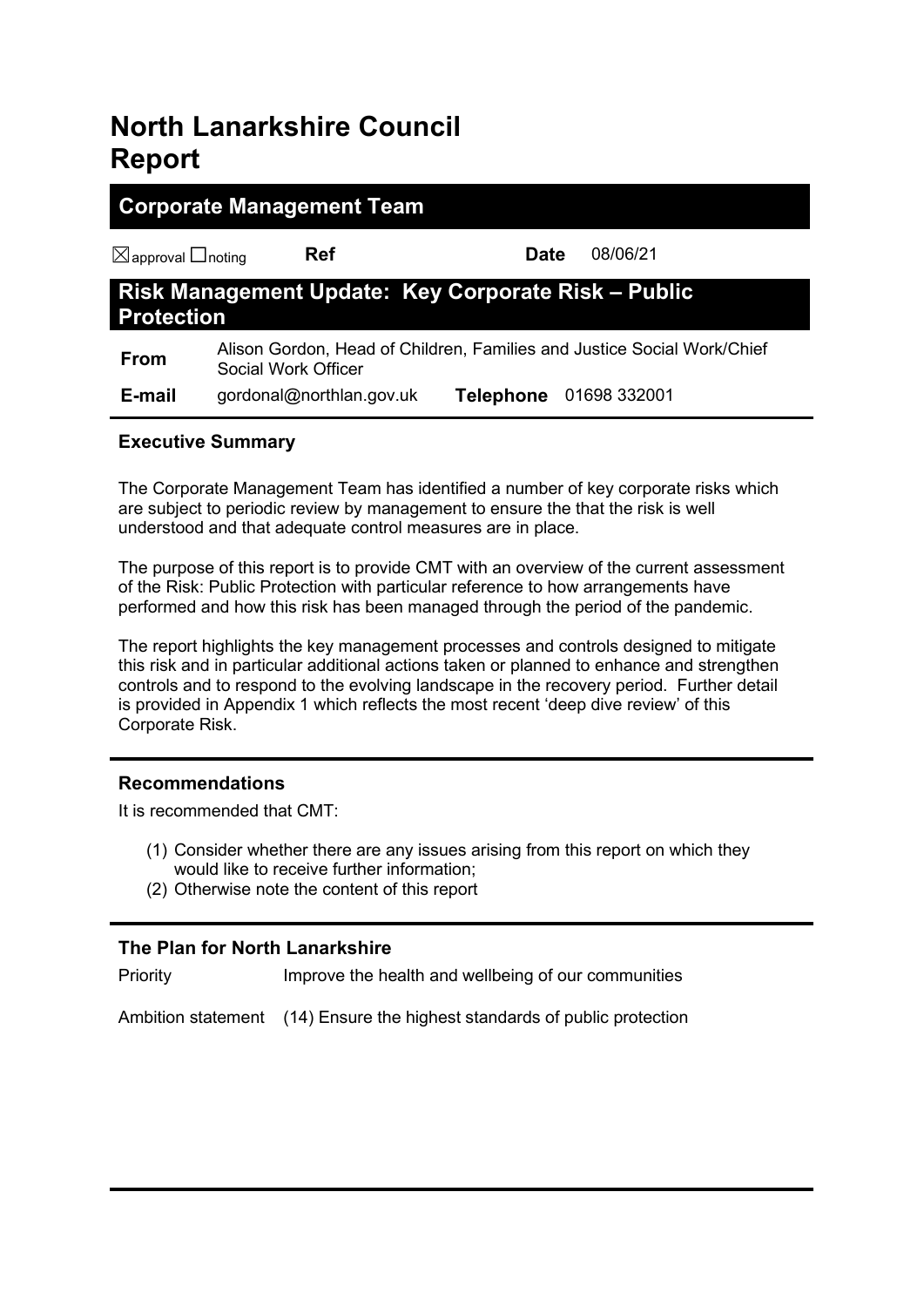# North Lanarkshire Council Report

## Corporate Management Team

☒approval ☐noting **Ref** **Date** 08/06/21

## Risk Management Update: Key Corporate Risk – Public Protection

| | | | |
|---|---|---|---|
| **From** | Alison Gordon, Head of Children, Families and Justice Social Work/Chief Social Work Officer | | |
| **E-mail** | gordonal@northlan.gov.uk | **Telephone** | 01698 332001 |

### Executive Summary

The Corporate Management Team has identified a number of key corporate risks which are subject to periodic review by management to ensure the that the risk is well understood and that adequate control measures are in place.

The purpose of this report is to provide CMT with an overview of the current assessment of the Risk: Public Protection with particular reference to how arrangements have performed and how this risk has been managed through the period of the pandemic.

The report highlights the key management processes and controls designed to mitigate this risk and in particular additional actions taken or planned to enhance and strengthen controls and to respond to the evolving landscape in the recovery period. Further detail is provided in Appendix 1 which reflects the most recent 'deep dive review' of this Corporate Risk.

### Recommendations

It is recommended that CMT:

(1) Consider whether there are any issues arising from this report on which they would like to receive further information;
(2) Otherwise note the content of this report

### The Plan for North Lanarkshire

| | |
|---|---|
| Priority | Improve the health and wellbeing of our communities |
| Ambition statement | (14) Ensure the highest standards of public protection |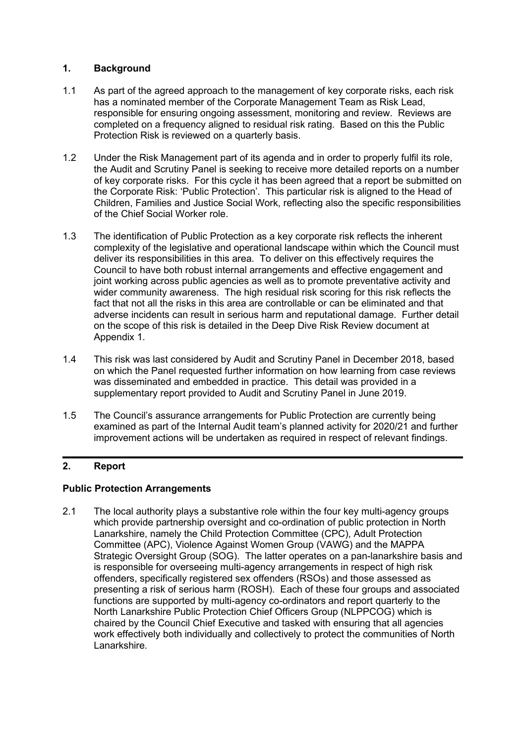## 1. Background

1.1 As part of the agreed approach to the management of key corporate risks, each risk has a nominated member of the Corporate Management Team as Risk Lead, responsible for ensuring ongoing assessment, monitoring and review. Reviews are completed on a frequency aligned to residual risk rating. Based on this the Public Protection Risk is reviewed on a quarterly basis.

1.2 Under the Risk Management part of its agenda and in order to properly fulfil its role, the Audit and Scrutiny Panel is seeking to receive more detailed reports on a number of key corporate risks. For this cycle it has been agreed that a report be submitted on the Corporate Risk: 'Public Protection'. This particular risk is aligned to the Head of Children, Families and Justice Social Work, reflecting also the specific responsibilities of the Chief Social Worker role.

1.3 The identification of Public Protection as a key corporate risk reflects the inherent complexity of the legislative and operational landscape within which the Council must deliver its responsibilities in this area. To deliver on this effectively requires the Council to have both robust internal arrangements and effective engagement and joint working across public agencies as well as to promote preventative activity and wider community awareness. The high residual risk scoring for this risk reflects the fact that not all the risks in this area are controllable or can be eliminated and that adverse incidents can result in serious harm and reputational damage. Further detail on the scope of this risk is detailed in the Deep Dive Risk Review document at Appendix 1.

1.4 This risk was last considered by Audit and Scrutiny Panel in December 2018, based on which the Panel requested further information on how learning from case reviews was disseminated and embedded in practice. This detail was provided in a supplementary report provided to Audit and Scrutiny Panel in June 2019.

1.5 The Council's assurance arrangements for Public Protection are currently being examined as part of the Internal Audit team's planned activity for 2020/21 and further improvement actions will be undertaken as required in respect of relevant findings.

## 2. Report

### Public Protection Arrangements

2.1 The local authority plays a substantive role within the four key multi-agency groups which provide partnership oversight and co-ordination of public protection in North Lanarkshire, namely the Child Protection Committee (CPC), Adult Protection Committee (APC), Violence Against Women Group (VAWG) and the MAPPA Strategic Oversight Group (SOG). The latter operates on a pan-lanarkshire basis and is responsible for overseeing multi-agency arrangements in respect of high risk offenders, specifically registered sex offenders (RSOs) and those assessed as presenting a risk of serious harm (ROSH). Each of these four groups and associated functions are supported by multi-agency co-ordinators and report quarterly to the North Lanarkshire Public Protection Chief Officers Group (NLPPCOG) which is chaired by the Council Chief Executive and tasked with ensuring that all agencies work effectively both individually and collectively to protect the communities of North Lanarkshire.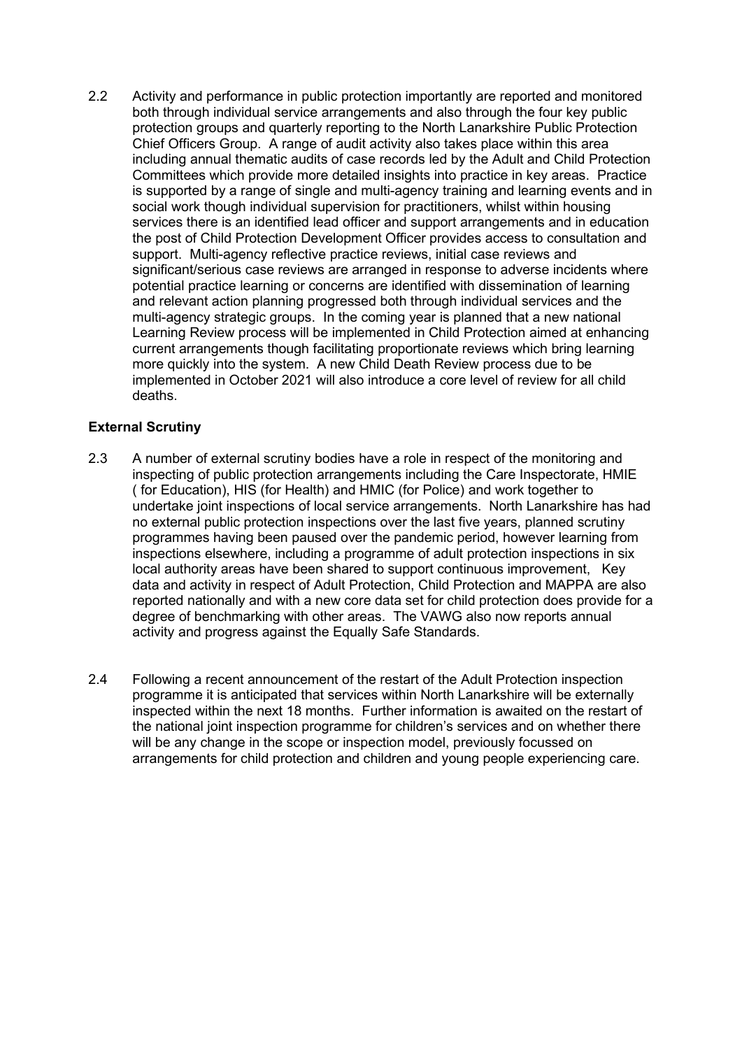2.2 Activity and performance in public protection importantly are reported and monitored both through individual service arrangements and also through the four key public protection groups and quarterly reporting to the North Lanarkshire Public Protection Chief Officers Group. A range of audit activity also takes place within this area including annual thematic audits of case records led by the Adult and Child Protection Committees which provide more detailed insights into practice in key areas. Practice is supported by a range of single and multi-agency training and learning events and in social work though individual supervision for practitioners, whilst within housing services there is an identified lead officer and support arrangements and in education the post of Child Protection Development Officer provides access to consultation and support. Multi-agency reflective practice reviews, initial case reviews and significant/serious case reviews are arranged in response to adverse incidents where potential practice learning or concerns are identified with dissemination of learning and relevant action planning progressed both through individual services and the multi-agency strategic groups. In the coming year is planned that a new national Learning Review process will be implemented in Child Protection aimed at enhancing current arrangements though facilitating proportionate reviews which bring learning more quickly into the system. A new Child Death Review process due to be implemented in October 2021 will also introduce a core level of review for all child deaths.

**External Scrutiny**

2.3 A number of external scrutiny bodies have a role in respect of the monitoring and inspecting of public protection arrangements including the Care Inspectorate, HMIE ( for Education), HIS (for Health) and HMIC (for Police) and work together to undertake joint inspections of local service arrangements. North Lanarkshire has had no external public protection inspections over the last five years, planned scrutiny programmes having been paused over the pandemic period, however learning from inspections elsewhere, including a programme of adult protection inspections in six local authority areas have been shared to support continuous improvement, Key data and activity in respect of Adult Protection, Child Protection and MAPPA are also reported nationally and with a new core data set for child protection does provide for a degree of benchmarking with other areas. The VAWG also now reports annual activity and progress against the Equally Safe Standards.

2.4 Following a recent announcement of the restart of the Adult Protection inspection programme it is anticipated that services within North Lanarkshire will be externally inspected within the next 18 months. Further information is awaited on the restart of the national joint inspection programme for children's services and on whether there will be any change in the scope or inspection model, previously focussed on arrangements for child protection and children and young people experiencing care.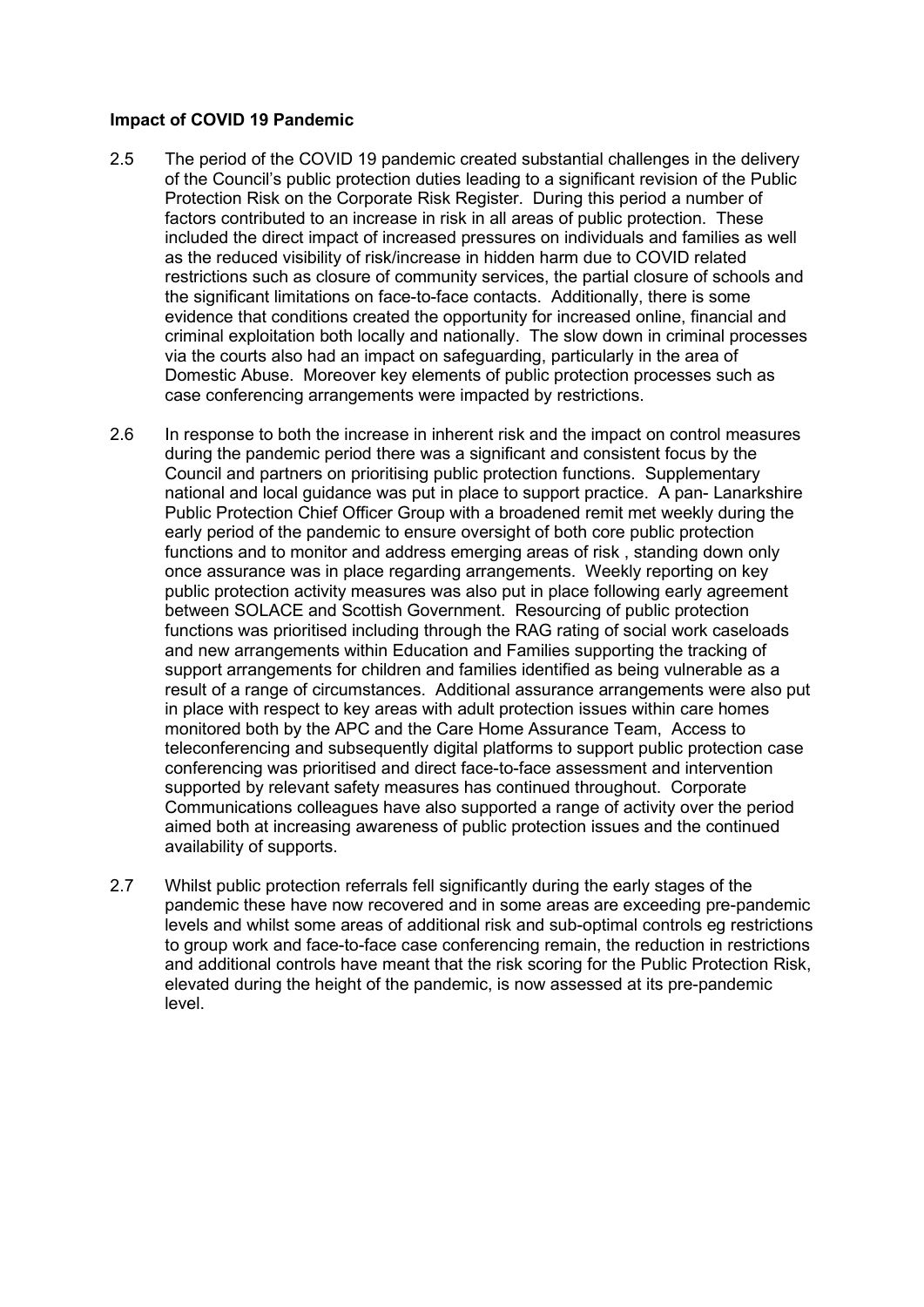**Impact of COVID 19 Pandemic**

2.5 The period of the COVID 19 pandemic created substantial challenges in the delivery of the Council's public protection duties leading to a significant revision of the Public Protection Risk on the Corporate Risk Register. During this period a number of factors contributed to an increase in risk in all areas of public protection. These included the direct impact of increased pressures on individuals and families as well as the reduced visibility of risk/increase in hidden harm due to COVID related restrictions such as closure of community services, the partial closure of schools and the significant limitations on face-to-face contacts. Additionally, there is some evidence that conditions created the opportunity for increased online, financial and criminal exploitation both locally and nationally. The slow down in criminal processes via the courts also had an impact on safeguarding, particularly in the area of Domestic Abuse. Moreover key elements of public protection processes such as case conferencing arrangements were impacted by restrictions.

2.6 In response to both the increase in inherent risk and the impact on control measures during the pandemic period there was a significant and consistent focus by the Council and partners on prioritising public protection functions. Supplementary national and local guidance was put in place to support practice. A pan- Lanarkshire Public Protection Chief Officer Group with a broadened remit met weekly during the early period of the pandemic to ensure oversight of both core public protection functions and to monitor and address emerging areas of risk , standing down only once assurance was in place regarding arrangements. Weekly reporting on key public protection activity measures was also put in place following early agreement between SOLACE and Scottish Government. Resourcing of public protection functions was prioritised including through the RAG rating of social work caseloads and new arrangements within Education and Families supporting the tracking of support arrangements for children and families identified as being vulnerable as a result of a range of circumstances. Additional assurance arrangements were also put in place with respect to key areas with adult protection issues within care homes monitored both by the APC and the Care Home Assurance Team, Access to teleconferencing and subsequently digital platforms to support public protection case conferencing was prioritised and direct face-to-face assessment and intervention supported by relevant safety measures has continued throughout. Corporate Communications colleagues have also supported a range of activity over the period aimed both at increasing awareness of public protection issues and the continued availability of supports.

2.7 Whilst public protection referrals fell significantly during the early stages of the pandemic these have now recovered and in some areas are exceeding pre-pandemic levels and whilst some areas of additional risk and sub-optimal controls eg restrictions to group work and face-to-face case conferencing remain, the reduction in restrictions and additional controls have meant that the risk scoring for the Public Protection Risk, elevated during the height of the pandemic, is now assessed at its pre-pandemic level.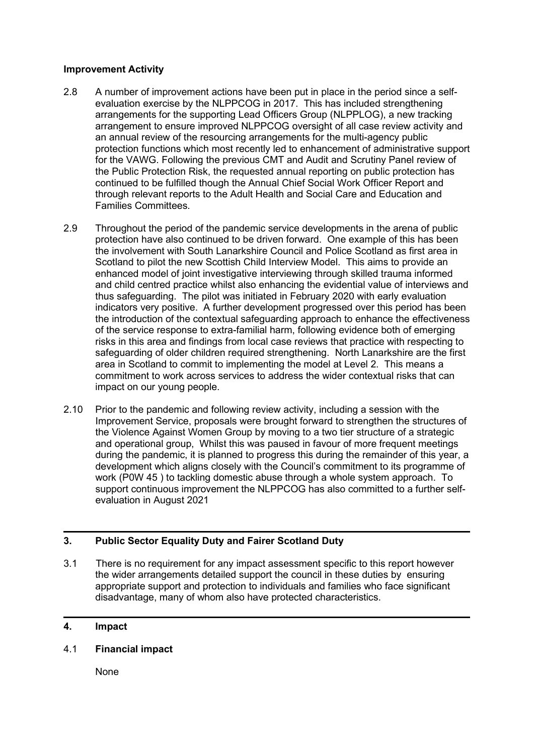**Improvement Activity**

2.8 A number of improvement actions have been put in place in the period since a self-evaluation exercise by the NLPPCOG in 2017. This has included strengthening arrangements for the supporting Lead Officers Group (NLPPLOG), a new tracking arrangement to ensure improved NLPPCOG oversight of all case review activity and an annual review of the resourcing arrangements for the multi-agency public protection functions which most recently led to enhancement of administrative support for the VAWG. Following the previous CMT and Audit and Scrutiny Panel review of the Public Protection Risk, the requested annual reporting on public protection has continued to be fulfilled though the Annual Chief Social Work Officer Report and through relevant reports to the Adult Health and Social Care and Education and Families Committees.

2.9 Throughout the period of the pandemic service developments in the arena of public protection have also continued to be driven forward. One example of this has been the involvement with South Lanarkshire Council and Police Scotland as first area in Scotland to pilot the new Scottish Child Interview Model. This aims to provide an enhanced model of joint investigative interviewing through skilled trauma informed and child centred practice whilst also enhancing the evidential value of interviews and thus safeguarding. The pilot was initiated in February 2020 with early evaluation indicators very positive. A further development progressed over this period has been the introduction of the contextual safeguarding approach to enhance the effectiveness of the service response to extra-familial harm, following evidence both of emerging risks in this area and findings from local case reviews that practice with respecting to safeguarding of older children required strengthening. North Lanarkshire are the first area in Scotland to commit to implementing the model at Level 2. This means a commitment to work across services to address the wider contextual risks that can impact on our young people.

2.10 Prior to the pandemic and following review activity, including a session with the Improvement Service, proposals were brought forward to strengthen the structures of the Violence Against Women Group by moving to a two tier structure of a strategic and operational group, Whilst this was paused in favour of more frequent meetings during the pandemic, it is planned to progress this during the remainder of this year, a development which aligns closely with the Council's commitment to its programme of work (P0W 45 ) to tackling domestic abuse through a whole system approach. To support continuous improvement the NLPPCOG has also committed to a further self-evaluation in August 2021

## 3. Public Sector Equality Duty and Fairer Scotland Duty

3.1 There is no requirement for any impact assessment specific to this report however the wider arrangements detailed support the council in these duties by ensuring appropriate support and protection to individuals and families who face significant disadvantage, many of whom also have protected characteristics.

## 4. Impact

4.1 **Financial impact**

None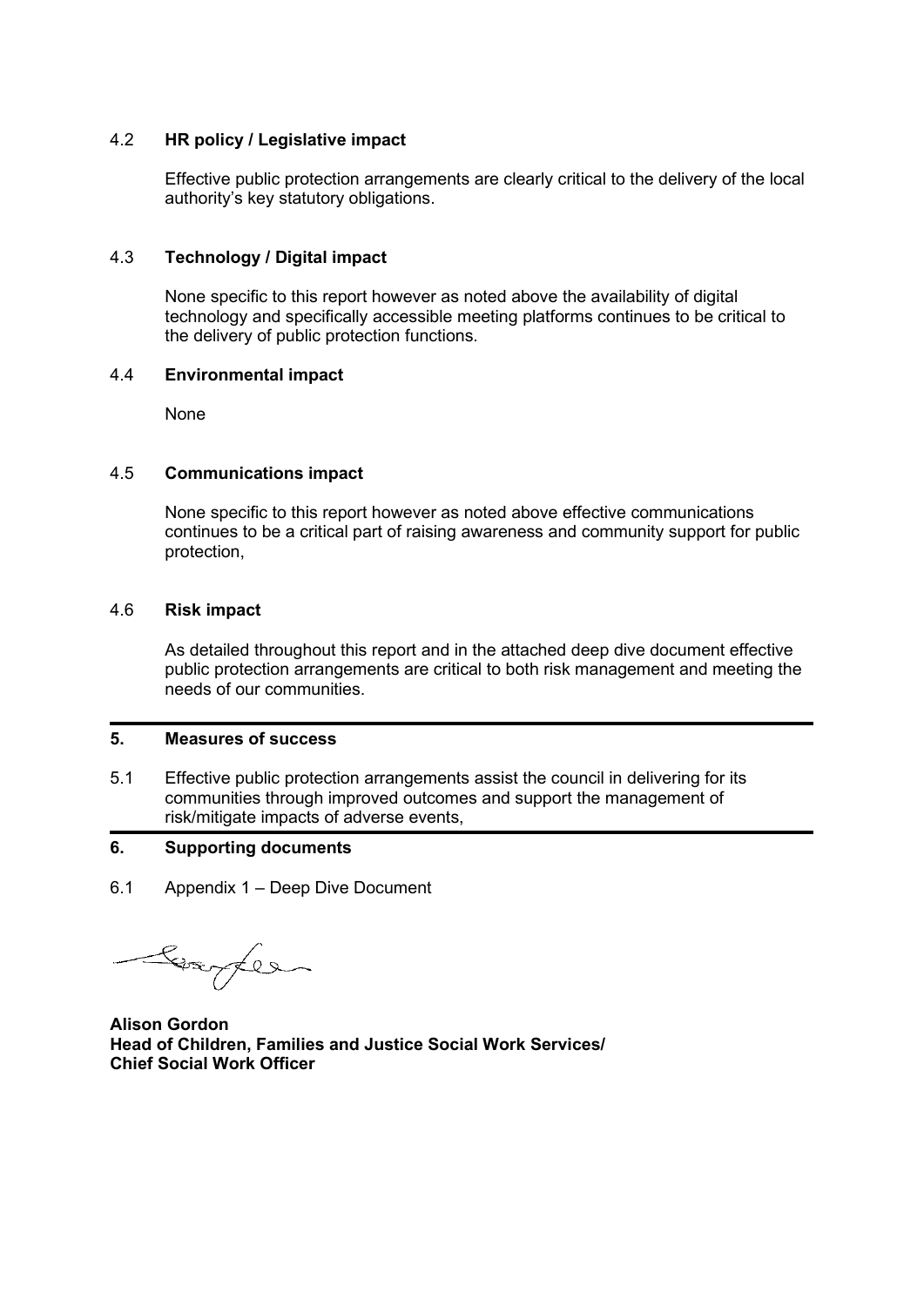### 4.2 **HR policy / Legislative impact**

Effective public protection arrangements are clearly critical to the delivery of the local authority's key statutory obligations.

### 4.3 **Technology / Digital impact**

None specific to this report however as noted above the availability of digital technology and specifically accessible meeting platforms continues to be critical to the delivery of public protection functions.

### 4.4 **Environmental impact**

None

### 4.5 **Communications impact**

None specific to this report however as noted above effective communications continues to be a critical part of raising awareness and community support for public protection,

### 4.6 **Risk impact**

As detailed throughout this report and in the attached deep dive document effective public protection arrangements are critical to both risk management and meeting the needs of our communities.

---

## 5. Measures of success

5.1 Effective public protection arrangements assist the council in delivering for its communities through improved outcomes and support the management of risk/mitigate impacts of adverse events,

---

## 6. Supporting documents

6.1 Appendix 1 – Deep Dive Document

**Alison Gordon**
**Head of Children, Families and Justice Social Work Services/**
**Chief Social Work Officer**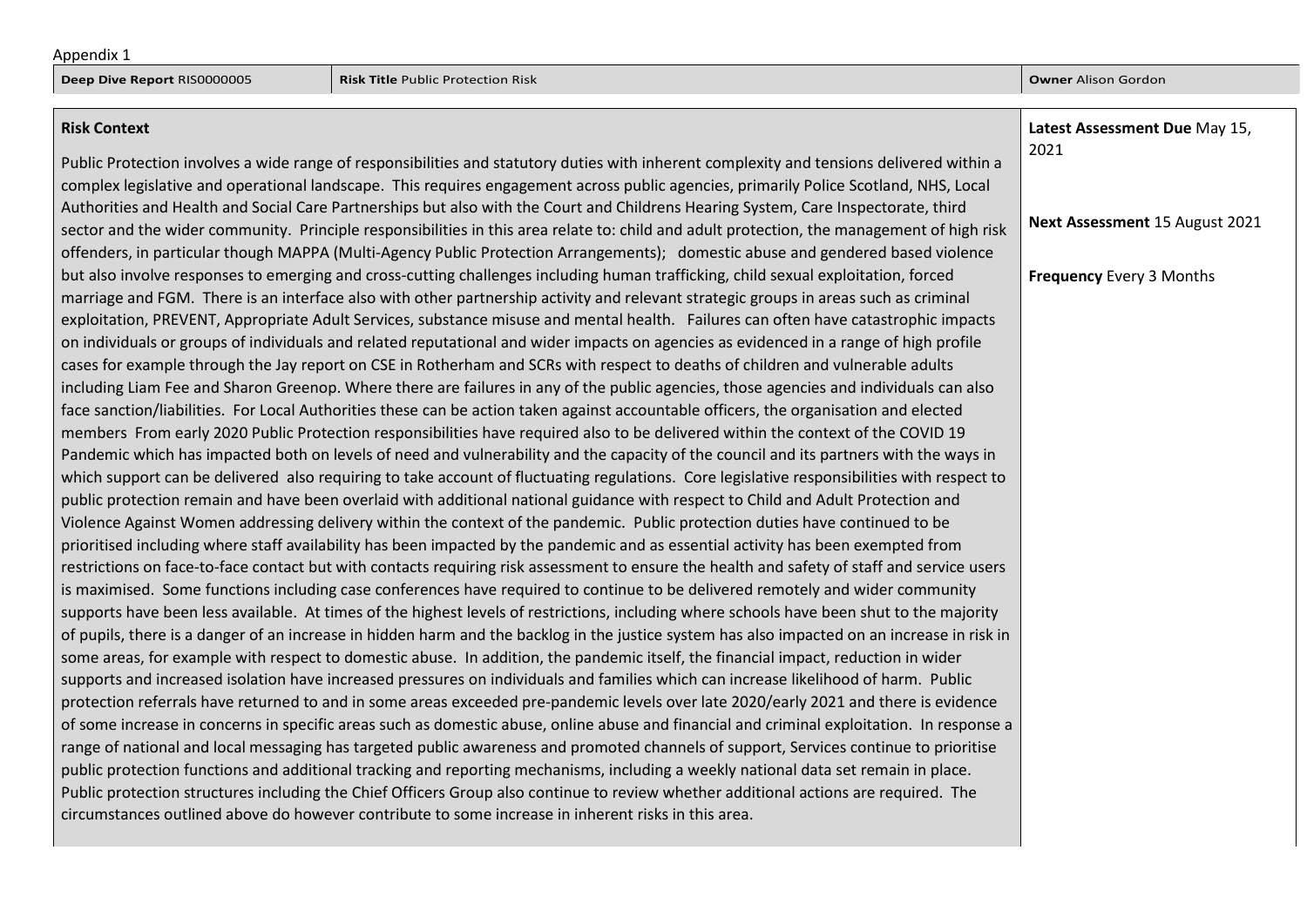Appendix 1

| Deep Dive Report RIS0000005 | Risk Title Public Protection Risk | Owner Alison Gordon |
|---|---|---|

**Risk Context**

Public Protection involves a wide range of responsibilities and statutory duties with inherent complexity and tensions delivered within a complex legislative and operational landscape. This requires engagement across public agencies, primarily Police Scotland, NHS, Local Authorities and Health and Social Care Partnerships but also with the Court and Childrens Hearing System, Care Inspectorate, third sector and the wider community. Principle responsibilities in this area relate to: child and adult protection, the management of high risk offenders, in particular though MAPPA (Multi-Agency Public Protection Arrangements); domestic abuse and gendered based violence but also involve responses to emerging and cross-cutting challenges including human trafficking, child sexual exploitation, forced marriage and FGM. There is an interface also with other partnership activity and relevant strategic groups in areas such as criminal exploitation, PREVENT, Appropriate Adult Services, substance misuse and mental health. Failures can often have catastrophic impacts on individuals or groups of individuals and related reputational and wider impacts on agencies as evidenced in a range of high profile cases for example through the Jay report on CSE in Rotherham and SCRs with respect to deaths of children and vulnerable adults including Liam Fee and Sharon Greenop. Where there are failures in any of the public agencies, those agencies and individuals can also face sanction/liabilities. For Local Authorities these can be action taken against accountable officers, the organisation and elected members From early 2020 Public Protection responsibilities have required also to be delivered within the context of the COVID 19 Pandemic which has impacted both on levels of need and vulnerability and the capacity of the council and its partners with the ways in which support can be delivered also requiring to take account of fluctuating regulations. Core legislative responsibilities with respect to public protection remain and have been overlaid with additional national guidance with respect to Child and Adult Protection and Violence Against Women addressing delivery within the context of the pandemic. Public protection duties have continued to be prioritised including where staff availability has been impacted by the pandemic and as essential activity has been exempted from restrictions on face-to-face contact but with contacts requiring risk assessment to ensure the health and safety of staff and service users is maximised. Some functions including case conferences have required to continue to be delivered remotely and wider community supports have been less available. At times of the highest levels of restrictions, including where schools have been shut to the majority of pupils, there is a danger of an increase in hidden harm and the backlog in the justice system has also impacted on an increase in risk in some areas, for example with respect to domestic abuse. In addition, the pandemic itself, the financial impact, reduction in wider supports and increased isolation have increased pressures on individuals and families which can increase likelihood of harm. Public protection referrals have returned to and in some areas exceeded pre-pandemic levels over late 2020/early 2021 and there is evidence of some increase in concerns in specific areas such as domestic abuse, online abuse and financial and criminal exploitation. In response a range of national and local messaging has targeted public awareness and promoted channels of support, Services continue to prioritise public protection functions and additional tracking and reporting mechanisms, including a weekly national data set remain in place. Public protection structures including the Chief Officers Group also continue to review whether additional actions are required. The circumstances outlined above do however contribute to some increase in inherent risks in this area.

**Latest Assessment Due** May 15, 2021

**Next Assessment** 15 August 2021

**Frequency** Every 3 Months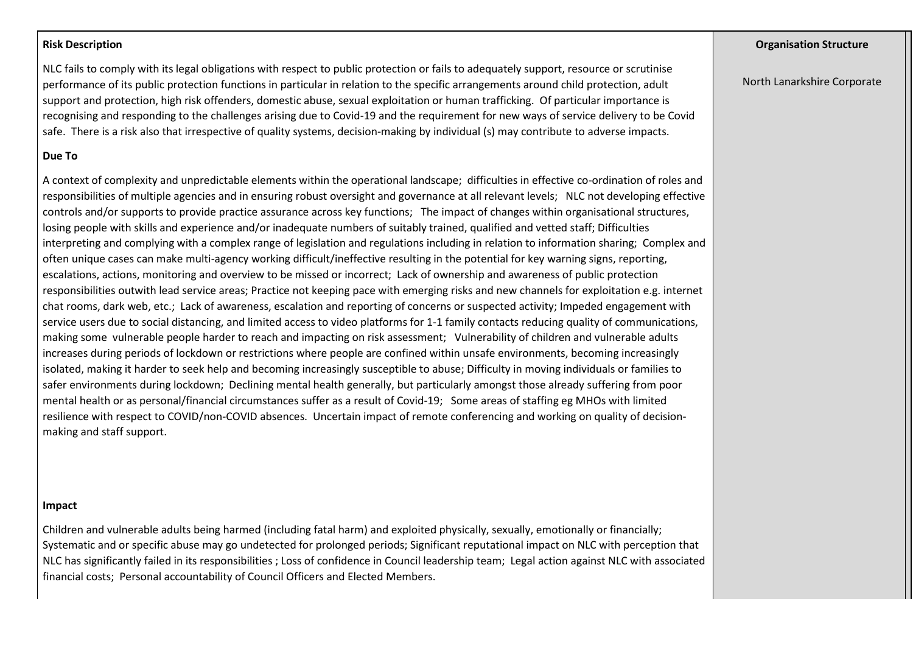| **Risk Description** | **Organisation Structure** |
|---|---|
| NLC fails to comply with its legal obligations with respect to public protection or fails to adequately support, resource or scrutinise performance of its public protection functions in particular in relation to the specific arrangements around child protection, adult support and protection, high risk offenders, domestic abuse, sexual exploitation or human trafficking. Of particular importance is recognising and responding to the challenges arising due to Covid-19 and the requirement for new ways of service delivery to be Covid safe. There is a risk also that irrespective of quality systems, decision-making by individual (s) may contribute to adverse impacts.<br><br>**Due To**<br><br>A context of complexity and unpredictable elements within the operational landscape; difficulties in effective co-ordination of roles and responsibilities of multiple agencies and in ensuring robust oversight and governance at all relevant levels; NLC not developing effective controls and/or supports to provide practice assurance across key functions; The impact of changes within organisational structures, losing people with skills and experience and/or inadequate numbers of suitably trained, qualified and vetted staff; Difficulties interpreting and complying with a complex range of legislation and regulations including in relation to information sharing; Complex and often unique cases can make multi-agency working difficult/ineffective resulting in the potential for key warning signs, reporting, escalations, actions, monitoring and overview to be missed or incorrect; Lack of ownership and awareness of public protection responsibilities outwith lead service areas; Practice not keeping pace with emerging risks and new channels for exploitation e.g. internet chat rooms, dark web, etc.; Lack of awareness, escalation and reporting of concerns or suspected activity; Impeded engagement with service users due to social distancing, and limited access to video platforms for 1-1 family contacts reducing quality of communications, making some vulnerable people harder to reach and impacting on risk assessment; Vulnerability of children and vulnerable adults increases during periods of lockdown or restrictions where people are confined within unsafe environments, becoming increasingly isolated, making it harder to seek help and becoming increasingly susceptible to abuse; Difficulty in moving individuals or families to safer environments during lockdown; Declining mental health generally, but particularly amongst those already suffering from poor mental health or as personal/financial circumstances suffer as a result of Covid-19; Some areas of staffing eg MHOs with limited resilience with respect to COVID/non-COVID absences. Uncertain impact of remote conferencing and working on quality of decision-making and staff support.<br><br>**Impact**<br><br>Children and vulnerable adults being harmed (including fatal harm) and exploited physically, sexually, emotionally or financially; Systematic and or specific abuse may go undetected for prolonged periods; Significant reputational impact on NLC with perception that NLC has significantly failed in its responsibilities ; Loss of confidence in Council leadership team; Legal action against NLC with associated financial costs; Personal accountability of Council Officers and Elected Members. | North Lanarkshire Corporate |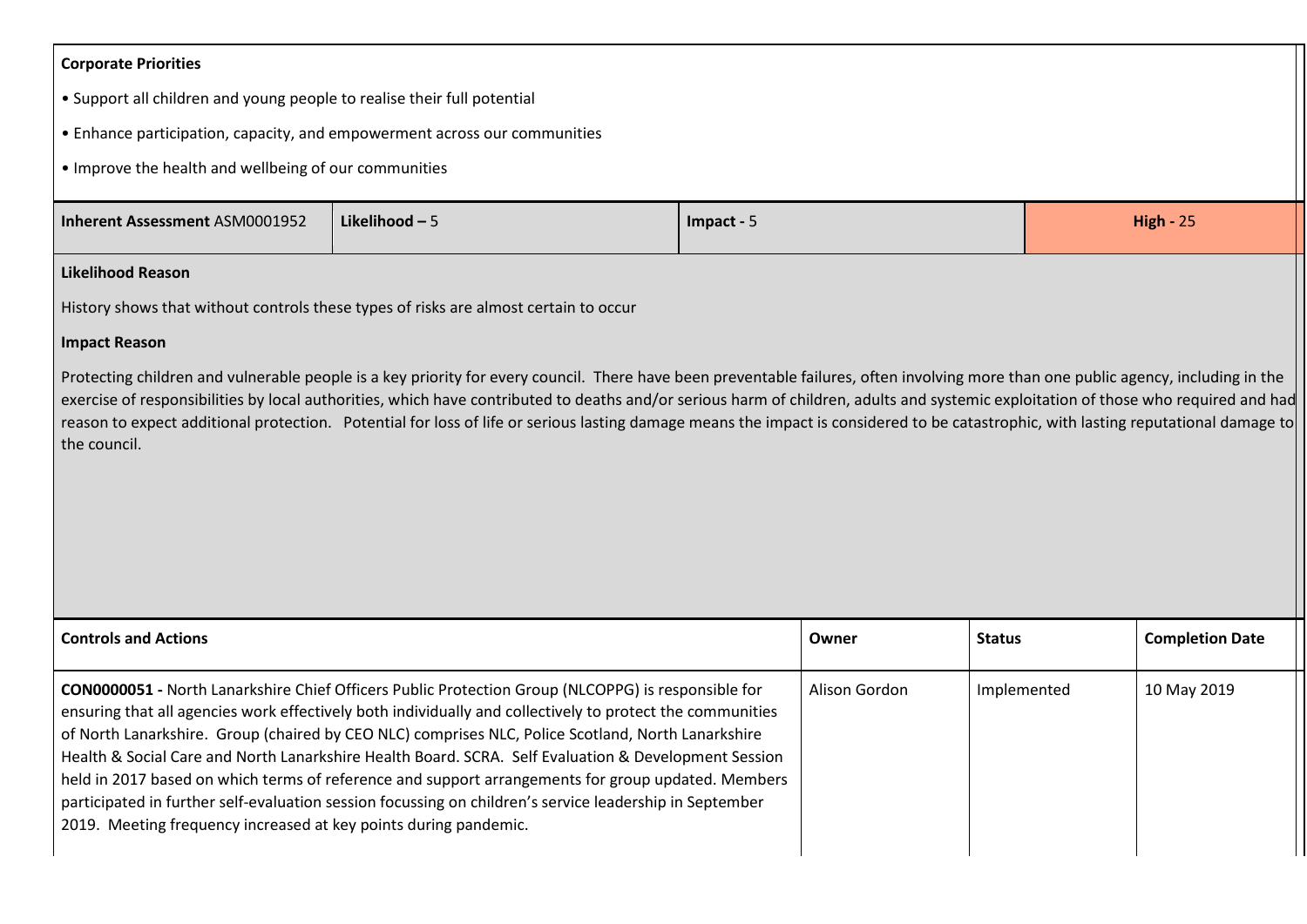**Corporate Priorities**

- Support all children and young people to realise their full potential
- Enhance participation, capacity, and empowerment across our communities
- Improve the health and wellbeing of our communities

| **Inherent Assessment** ASM0001952 | **Likelihood –** 5 | **Impact -** 5 | **High -** 25 |
|---|---|---|---|

**Likelihood Reason**

History shows that without controls these types of risks are almost certain to occur

**Impact Reason**

Protecting children and vulnerable people is a key priority for every council. There have been preventable failures, often involving more than one public agency, including in the exercise of responsibilities by local authorities, which have contributed to deaths and/or serious harm of children, adults and systemic exploitation of those who required and had reason to expect additional protection. Potential for loss of life or serious lasting damage means the impact is considered to be catastrophic, with lasting reputational damage to the council.

| **Controls and Actions** | **Owner** | **Status** | **Completion Date** |
|---|---|---|---|
| **CON0000051 -** North Lanarkshire Chief Officers Public Protection Group (NLCOPPG) is responsible for ensuring that all agencies work effectively both individually and collectively to protect the communities of North Lanarkshire. Group (chaired by CEO NLC) comprises NLC, Police Scotland, North Lanarkshire Health & Social Care and North Lanarkshire Health Board. SCRA. Self Evaluation & Development Session held in 2017 based on which terms of reference and support arrangements for group updated. Members participated in further self-evaluation session focussing on children's service leadership in September 2019. Meeting frequency increased at key points during pandemic. | Alison Gordon | Implemented | 10 May 2019 |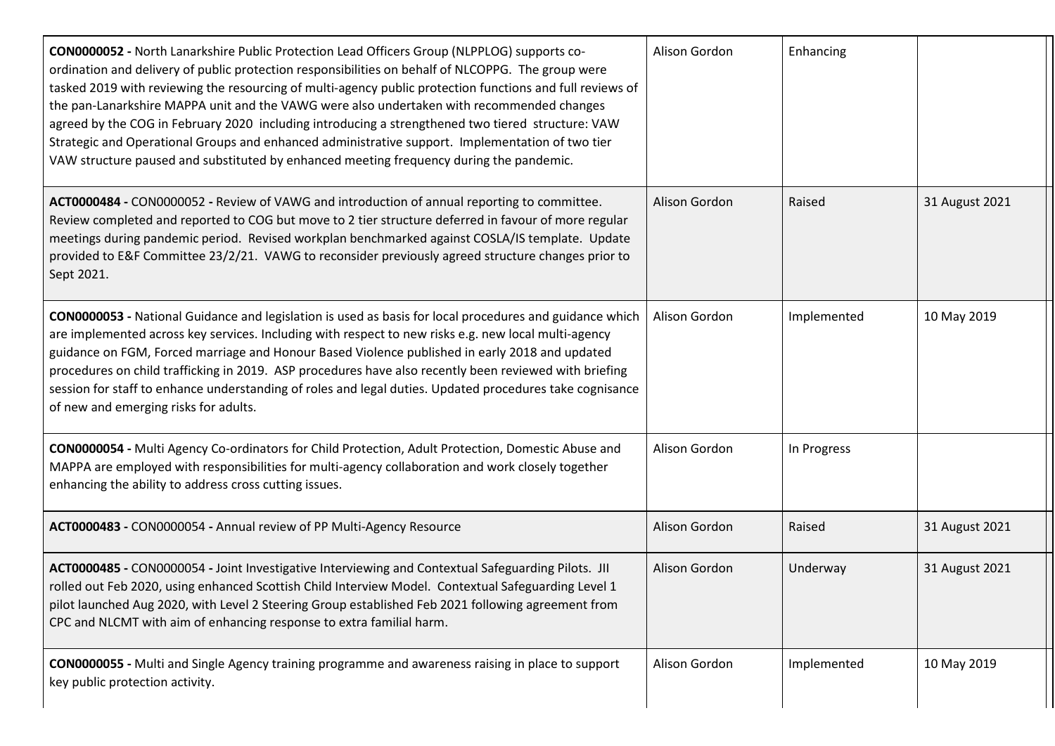| | | | |
|---|---|---|---|
| **CON0000052 -** North Lanarkshire Public Protection Lead Officers Group (NLPPLOG) supports co-ordination and delivery of public protection responsibilities on behalf of NLCOPPG. The group were tasked 2019 with reviewing the resourcing of multi-agency public protection functions and full reviews of the pan-Lanarkshire MAPPA unit and the VAWG were also undertaken with recommended changes agreed by the COG in February 2020 including introducing a strengthened two tiered structure: VAW Strategic and Operational Groups and enhanced administrative support. Implementation of two tier VAW structure paused and substituted by enhanced meeting frequency during the pandemic. | Alison Gordon | Enhancing | |
| **ACT0000484 -** CON0000052 **-** Review of VAWG and introduction of annual reporting to committee. Review completed and reported to COG but move to 2 tier structure deferred in favour of more regular meetings during pandemic period. Revised workplan benchmarked against COSLA/IS template. Update provided to E&F Committee 23/2/21. VAWG to reconsider previously agreed structure changes prior to Sept 2021. | Alison Gordon | Raised | 31 August 2021 |
| **CON0000053 -** National Guidance and legislation is used as basis for local procedures and guidance which are implemented across key services. Including with respect to new risks e.g. new local multi-agency guidance on FGM, Forced marriage and Honour Based Violence published in early 2018 and updated procedures on child trafficking in 2019. ASP procedures have also recently been reviewed with briefing session for staff to enhance understanding of roles and legal duties. Updated procedures take cognisance of new and emerging risks for adults. | Alison Gordon | Implemented | 10 May 2019 |
| **CON0000054 -** Multi Agency Co-ordinators for Child Protection, Adult Protection, Domestic Abuse and MAPPA are employed with responsibilities for multi-agency collaboration and work closely together enhancing the ability to address cross cutting issues. | Alison Gordon | In Progress | |
| **ACT0000483 -** CON0000054 **-** Annual review of PP Multi-Agency Resource | Alison Gordon | Raised | 31 August 2021 |
| **ACT0000485 -** CON0000054 **-** Joint Investigative Interviewing and Contextual Safeguarding Pilots. JII rolled out Feb 2020, using enhanced Scottish Child Interview Model. Contextual Safeguarding Level 1 pilot launched Aug 2020, with Level 2 Steering Group established Feb 2021 following agreement from CPC and NLCMT with aim of enhancing response to extra familial harm. | Alison Gordon | Underway | 31 August 2021 |
| **CON0000055 -** Multi and Single Agency training programme and awareness raising in place to support key public protection activity. | Alison Gordon | Implemented | 10 May 2019 |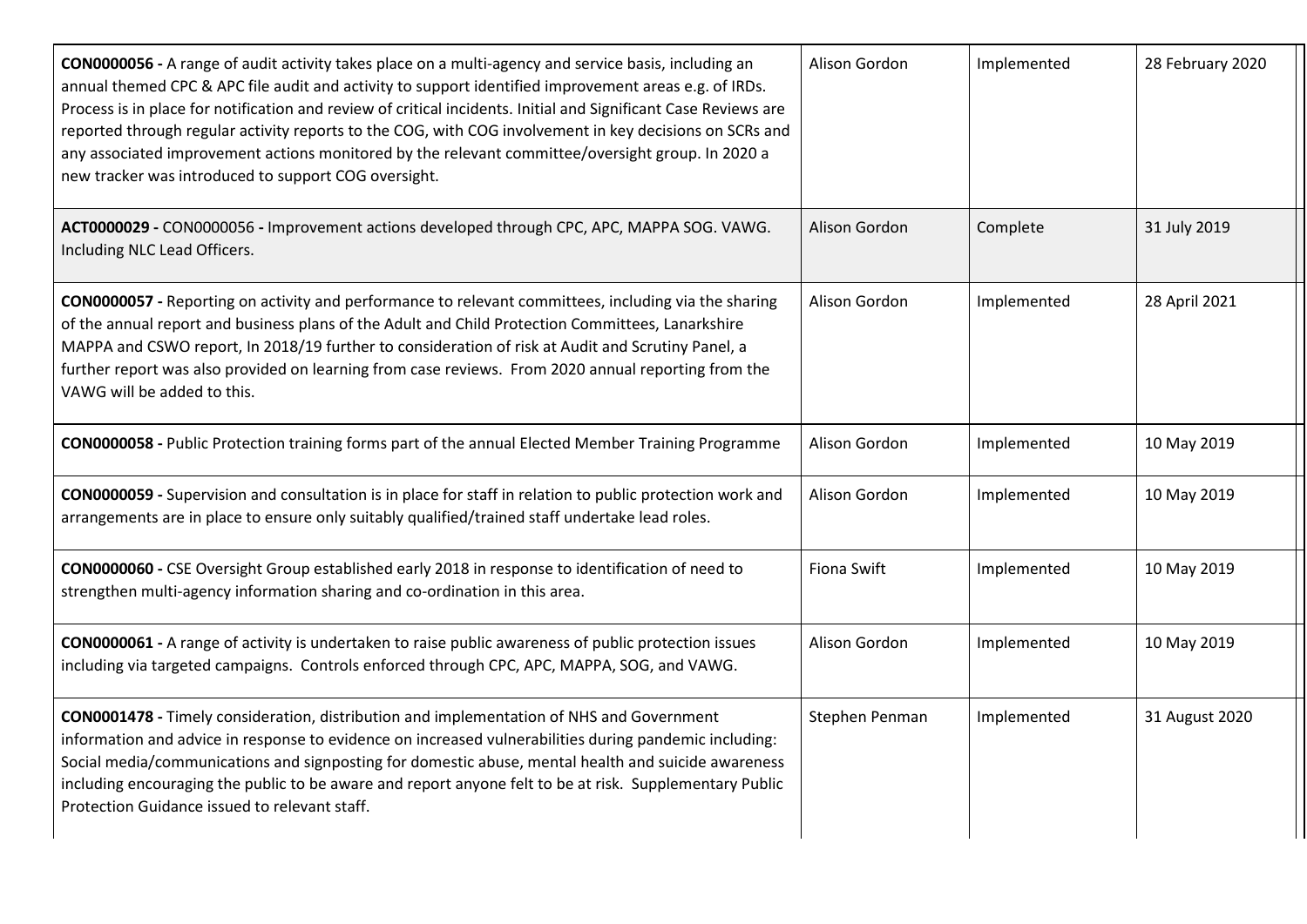| | | | |
|---|---|---|---|
| **CON0000056 -** A range of audit activity takes place on a multi-agency and service basis, including an annual themed CPC & APC file audit and activity to support identified improvement areas e.g. of IRDs. Process is in place for notification and review of critical incidents. Initial and Significant Case Reviews are reported through regular activity reports to the COG, with COG involvement in key decisions on SCRs and any associated improvement actions monitored by the relevant committee/oversight group. In 2020 a new tracker was introduced to support COG oversight. | Alison Gordon | Implemented | 28 February 2020 |
| **ACT0000029 -** CON0000056 **-** Improvement actions developed through CPC, APC, MAPPA SOG. VAWG. Including NLC Lead Officers. | Alison Gordon | Complete | 31 July 2019 |
| **CON0000057 -** Reporting on activity and performance to relevant committees, including via the sharing of the annual report and business plans of the Adult and Child Protection Committees, Lanarkshire MAPPA and CSWO report, In 2018/19 further to consideration of risk at Audit and Scrutiny Panel, a further report was also provided on learning from case reviews. From 2020 annual reporting from the VAWG will be added to this. | Alison Gordon | Implemented | 28 April 2021 |
| **CON0000058 -** Public Protection training forms part of the annual Elected Member Training Programme | Alison Gordon | Implemented | 10 May 2019 |
| **CON0000059 -** Supervision and consultation is in place for staff in relation to public protection work and arrangements are in place to ensure only suitably qualified/trained staff undertake lead roles. | Alison Gordon | Implemented | 10 May 2019 |
| **CON0000060 -** CSE Oversight Group established early 2018 in response to identification of need to strengthen multi-agency information sharing and co-ordination in this area. | Fiona Swift | Implemented | 10 May 2019 |
| **CON0000061 -** A range of activity is undertaken to raise public awareness of public protection issues including via targeted campaigns. Controls enforced through CPC, APC, MAPPA, SOG, and VAWG. | Alison Gordon | Implemented | 10 May 2019 |
| **CON0001478 -** Timely consideration, distribution and implementation of NHS and Government information and advice in response to evidence on increased vulnerabilities during pandemic including: Social media/communications and signposting for domestic abuse, mental health and suicide awareness including encouraging the public to be aware and report anyone felt to be at risk. Supplementary Public Protection Guidance issued to relevant staff. | Stephen Penman | Implemented | 31 August 2020 |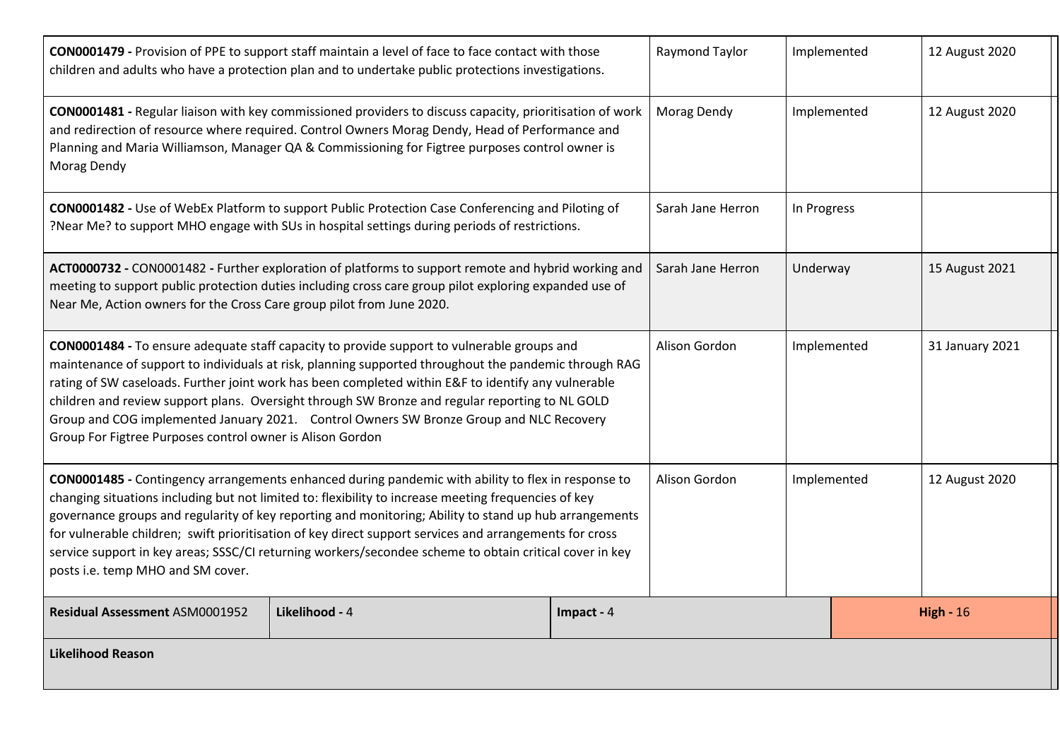| | | | |
|---|---|---|---|
| **CON0001479 -** Provision of PPE to support staff maintain a level of face to face contact with those children and adults who have a protection plan and to undertake public protections investigations. | Raymond Taylor | Implemented | 12 August 2020 |
| **CON0001481 -** Regular liaison with key commissioned providers to discuss capacity, prioritisation of work and redirection of resource where required. Control Owners Morag Dendy, Head of Performance and Planning and Maria Williamson, Manager QA & Commissioning for Figtree purposes control owner is Morag Dendy | Morag Dendy | Implemented | 12 August 2020 |
| **CON0001482 -** Use of WebEx Platform to support Public Protection Case Conferencing and Piloting of ?Near Me? to support MHO engage with SUs in hospital settings during periods of restrictions. | Sarah Jane Herron | In Progress | |
| **ACT0000732 -** CON0001482 **-** Further exploration of platforms to support remote and hybrid working and meeting to support public protection duties including cross care group pilot exploring expanded use of Near Me, Action owners for the Cross Care group pilot from June 2020. | Sarah Jane Herron | Underway | 15 August 2021 |
| **CON0001484 -** To ensure adequate staff capacity to provide support to vulnerable groups and maintenance of support to individuals at risk, planning supported throughout the pandemic through RAG rating of SW caseloads. Further joint work has been completed within E&F to identify any vulnerable children and review support plans. Oversight through SW Bronze and regular reporting to NL GOLD Group and COG implemented January 2021. Control Owners SW Bronze Group and NLC Recovery Group For Figtree Purposes control owner is Alison Gordon | Alison Gordon | Implemented | 31 January 2021 |
| **CON0001485 -** Contingency arrangements enhanced during pandemic with ability to flex in response to changing situations including but not limited to: flexibility to increase meeting frequencies of key governance groups and regularity of key reporting and monitoring; Ability to stand up hub arrangements for vulnerable children; swift prioritisation of key direct support services and arrangements for cross service support in key areas; SSSC/CI returning workers/secondee scheme to obtain critical cover in key posts i.e. temp MHO and SM cover. | Alison Gordon | Implemented | 12 August 2020 |

| **Residual Assessment** ASM0001952 | **Likelihood -** 4 | **Impact -** 4 | **High -** 16 |
|---|---|---|---|
| **Likelihood Reason** | | | |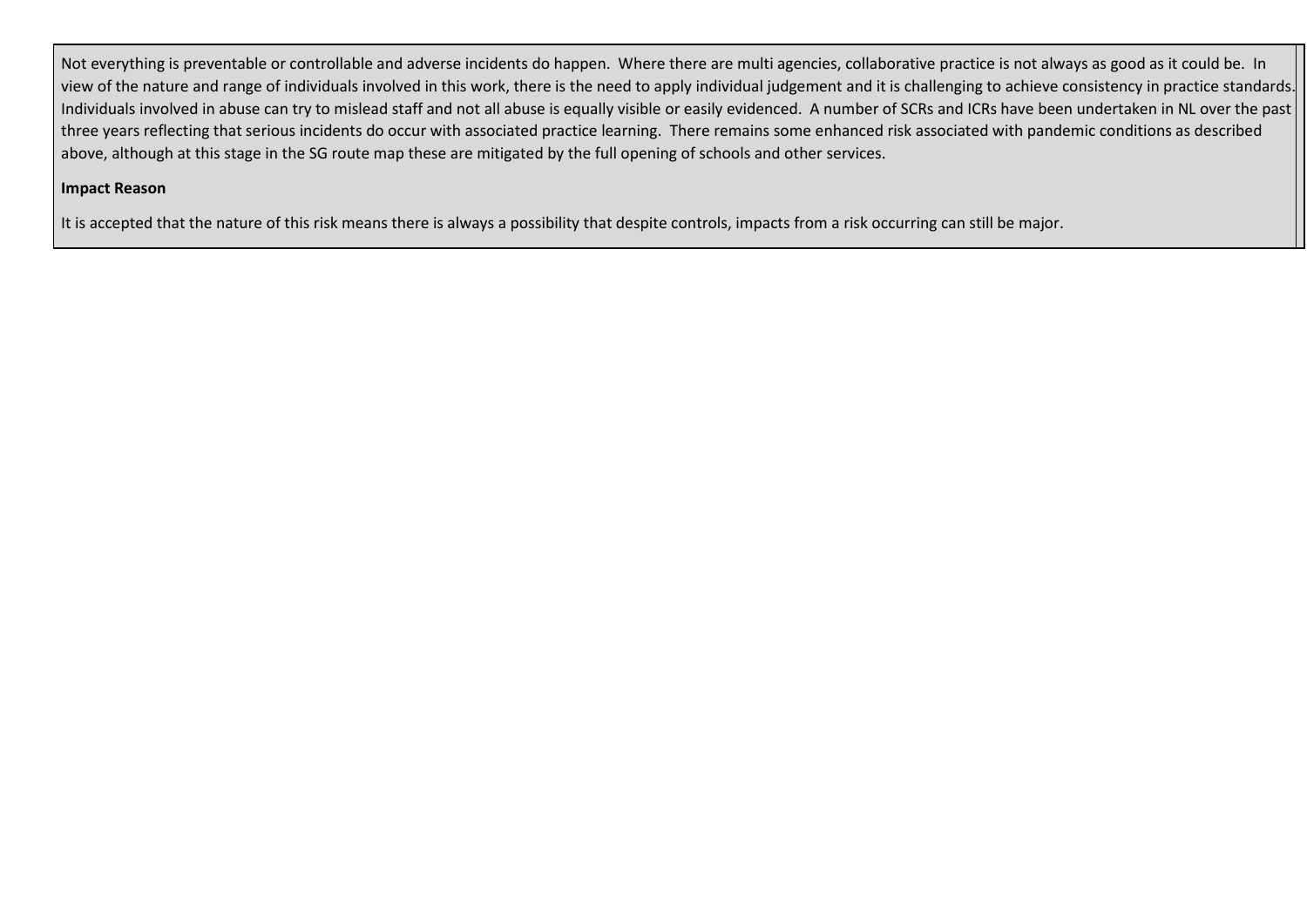Not everything is preventable or controllable and adverse incidents do happen. Where there are multi agencies, collaborative practice is not always as good as it could be. In view of the nature and range of individuals involved in this work, there is the need to apply individual judgement and it is challenging to achieve consistency in practice standards. Individuals involved in abuse can try to mislead staff and not all abuse is equally visible or easily evidenced. A number of SCRs and ICRs have been undertaken in NL over the past three years reflecting that serious incidents do occur with associated practice learning. There remains some enhanced risk associated with pandemic conditions as described above, although at this stage in the SG route map these are mitigated by the full opening of schools and other services.

**Impact Reason**

It is accepted that the nature of this risk means there is always a possibility that despite controls, impacts from a risk occurring can still be major.